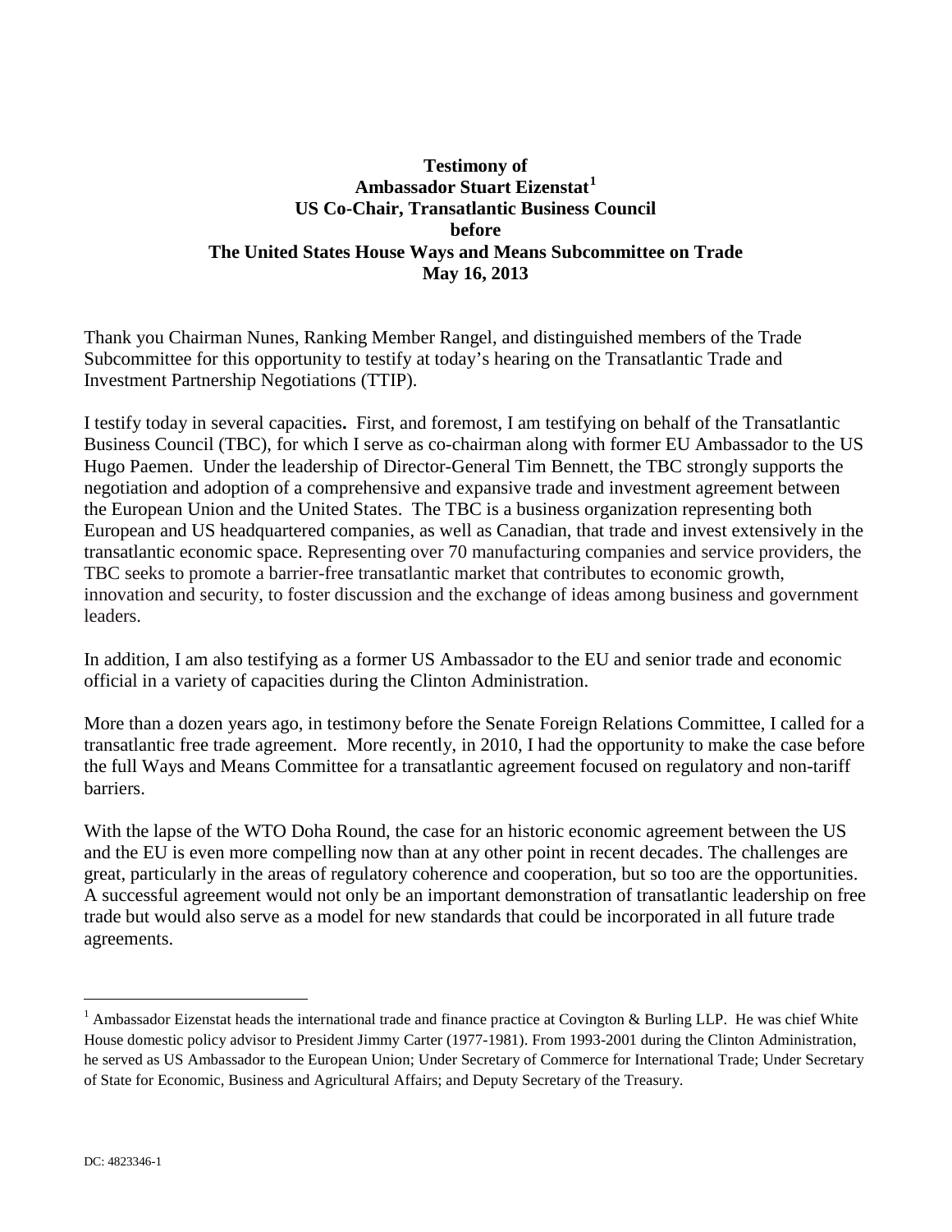**Testimony of**
**Ambassador Stuart Eizenstat[1]**
**US Co-Chair, Transatlantic Business Council**
**before**
**The United States House Ways and Means Subcommittee on Trade**
**May 16, 2013**

Thank you Chairman Nunes, Ranking Member Rangel, and distinguished members of the Trade Subcommittee for this opportunity to testify at today's hearing on the Transatlantic Trade and Investment Partnership Negotiations (TTIP).

I testify today in several capacities**.** First, and foremost, I am testifying on behalf of the Transatlantic Business Council (TBC), for which I serve as co-chairman along with former EU Ambassador to the US Hugo Paemen. Under the leadership of Director-General Tim Bennett, the TBC strongly supports the negotiation and adoption of a comprehensive and expansive trade and investment agreement between the European Union and the United States. The TBC is a business organization representing both European and US headquartered companies, as well as Canadian, that trade and invest extensively in the transatlantic economic space. Representing over 70 manufacturing companies and service providers, the TBC seeks to promote a barrier-free transatlantic market that contributes to economic growth, innovation and security, to foster discussion and the exchange of ideas among business and government leaders.

In addition, I am also testifying as a former US Ambassador to the EU and senior trade and economic official in a variety of capacities during the Clinton Administration.

More than a dozen years ago, in testimony before the Senate Foreign Relations Committee, I called for a transatlantic free trade agreement. More recently, in 2010, I had the opportunity to make the case before the full Ways and Means Committee for a transatlantic agreement focused on regulatory and non-tariff barriers.

With the lapse of the WTO Doha Round, the case for an historic economic agreement between the US and the EU is even more compelling now than at any other point in recent decades. The challenges are great, particularly in the areas of regulatory coherence and cooperation, but so too are the opportunities. A successful agreement would not only be an important demonstration of transatlantic leadership on free trade but would also serve as a model for new standards that could be incorporated in all future trade agreements.

---

[1] Ambassador Eizenstat heads the international trade and finance practice at Covington & Burling LLP. He was chief White House domestic policy advisor to President Jimmy Carter (1977-1981). From 1993-2001 during the Clinton Administration, he served as US Ambassador to the European Union; Under Secretary of Commerce for International Trade; Under Secretary of State for Economic, Business and Agricultural Affairs; and Deputy Secretary of the Treasury.

DC: 4823346-1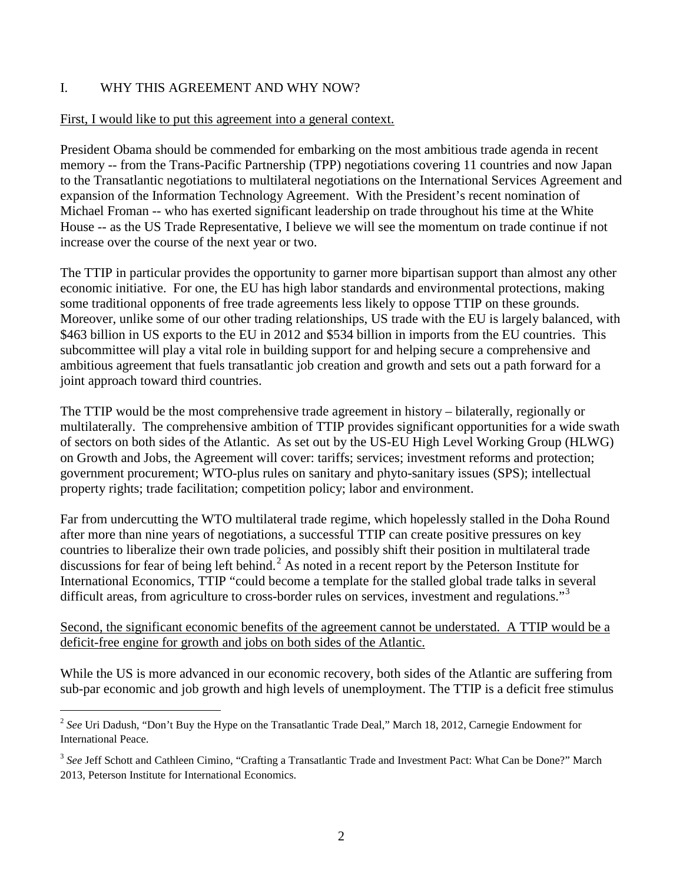## I. WHY THIS AGREEMENT AND WHY NOW?

First, I would like to put this agreement into a general context.

President Obama should be commended for embarking on the most ambitious trade agenda in recent memory -- from the Trans-Pacific Partnership (TPP) negotiations covering 11 countries and now Japan to the Transatlantic negotiations to multilateral negotiations on the International Services Agreement and expansion of the Information Technology Agreement. With the President's recent nomination of Michael Froman -- who has exerted significant leadership on trade throughout his time at the White House -- as the US Trade Representative, I believe we will see the momentum on trade continue if not increase over the course of the next year or two.

The TTIP in particular provides the opportunity to garner more bipartisan support than almost any other economic initiative. For one, the EU has high labor standards and environmental protections, making some traditional opponents of free trade agreements less likely to oppose TTIP on these grounds. Moreover, unlike some of our other trading relationships, US trade with the EU is largely balanced, with $463 billion in US exports to the EU in 2012 and $534 billion in imports from the EU countries. This subcommittee will play a vital role in building support for and helping secure a comprehensive and ambitious agreement that fuels transatlantic job creation and growth and sets out a path forward for a joint approach toward third countries.

The TTIP would be the most comprehensive trade agreement in history – bilaterally, regionally or multilaterally. The comprehensive ambition of TTIP provides significant opportunities for a wide swath of sectors on both sides of the Atlantic. As set out by the US-EU High Level Working Group (HLWG) on Growth and Jobs, the Agreement will cover: tariffs; services; investment reforms and protection; government procurement; WTO-plus rules on sanitary and phyto-sanitary issues (SPS); intellectual property rights; trade facilitation; competition policy; labor and environment.

Far from undercutting the WTO multilateral trade regime, which hopelessly stalled in the Doha Round after more than nine years of negotiations, a successful TTIP can create positive pressures on key countries to liberalize their own trade policies, and possibly shift their position in multilateral trade discussions for fear of being left behind.[2] As noted in a recent report by the Peterson Institute for International Economics, TTIP "could become a template for the stalled global trade talks in several difficult areas, from agriculture to cross-border rules on services, investment and regulations."[3]

Second, the significant economic benefits of the agreement cannot be understated. A TTIP would be a deficit-free engine for growth and jobs on both sides of the Atlantic.

While the US is more advanced in our economic recovery, both sides of the Atlantic are suffering from sub-par economic and job growth and high levels of unemployment. The TTIP is a deficit free stimulus

---

[2] *See* Uri Dadush, "Don't Buy the Hype on the Transatlantic Trade Deal," March 18, 2012, Carnegie Endowment for International Peace.

[3] *See* Jeff Schott and Cathleen Cimino, "Crafting a Transatlantic Trade and Investment Pact: What Can be Done?" March 2013, Peterson Institute for International Economics.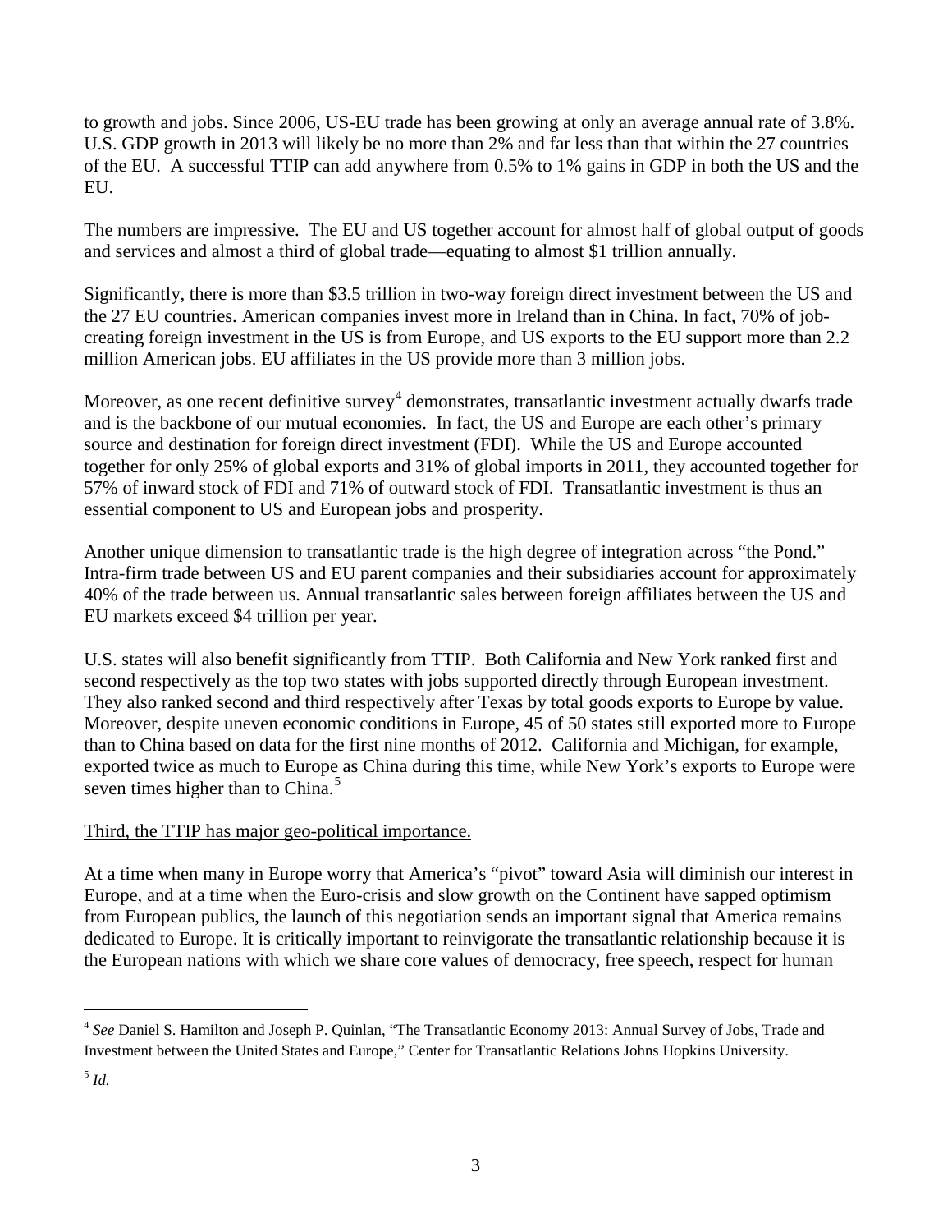to growth and jobs. Since 2006, US-EU trade has been growing at only an average annual rate of 3.8%. U.S. GDP growth in 2013 will likely be no more than 2% and far less than that within the 27 countries of the EU. A successful TTIP can add anywhere from 0.5% to 1% gains in GDP in both the US and the EU.

The numbers are impressive. The EU and US together account for almost half of global output of goods and services and almost a third of global trade—equating to almost $1 trillion annually.

Significantly, there is more than $3.5 trillion in two-way foreign direct investment between the US and the 27 EU countries. American companies invest more in Ireland than in China. In fact, 70% of job-creating foreign investment in the US is from Europe, and US exports to the EU support more than 2.2 million American jobs. EU affiliates in the US provide more than 3 million jobs.

Moreover, as one recent definitive survey[4] demonstrates, transatlantic investment actually dwarfs trade and is the backbone of our mutual economies. In fact, the US and Europe are each other's primary source and destination for foreign direct investment (FDI). While the US and Europe accounted together for only 25% of global exports and 31% of global imports in 2011, they accounted together for 57% of inward stock of FDI and 71% of outward stock of FDI. Transatlantic investment is thus an essential component to US and European jobs and prosperity.

Another unique dimension to transatlantic trade is the high degree of integration across "the Pond." Intra-firm trade between US and EU parent companies and their subsidiaries account for approximately 40% of the trade between us. Annual transatlantic sales between foreign affiliates between the US and EU markets exceed $4 trillion per year.

U.S. states will also benefit significantly from TTIP. Both California and New York ranked first and second respectively as the top two states with jobs supported directly through European investment. They also ranked second and third respectively after Texas by total goods exports to Europe by value. Moreover, despite uneven economic conditions in Europe, 45 of 50 states still exported more to Europe than to China based on data for the first nine months of 2012. California and Michigan, for example, exported twice as much to Europe as China during this time, while New York's exports to Europe were seven times higher than to China.[5]

<u>Third, the TTIP has major geo-political importance.</u>

At a time when many in Europe worry that America's "pivot" toward Asia will diminish our interest in Europe, and at a time when the Euro-crisis and slow growth on the Continent have sapped optimism from European publics, the launch of this negotiation sends an important signal that America remains dedicated to Europe. It is critically important to reinvigorate the transatlantic relationship because it is the European nations with which we share core values of democracy, free speech, respect for human

---

[4] *See* Daniel S. Hamilton and Joseph P. Quinlan, "The Transatlantic Economy 2013: Annual Survey of Jobs, Trade and Investment between the United States and Europe," Center for Transatlantic Relations Johns Hopkins University.

[5] *Id.*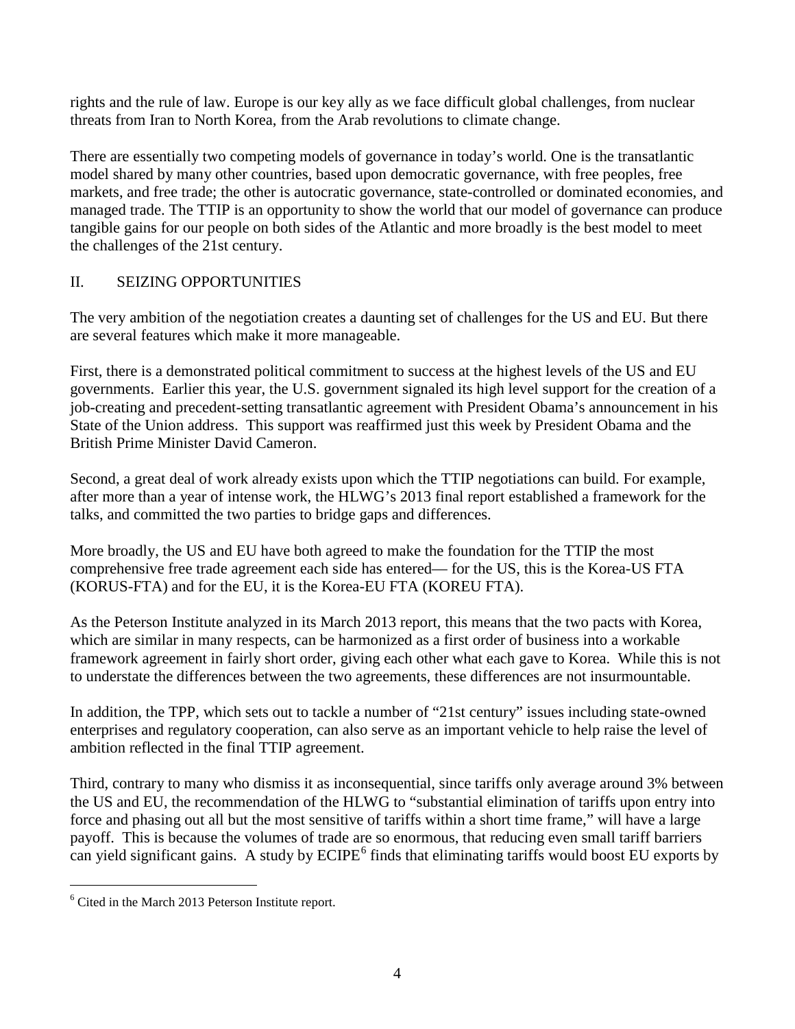rights and the rule of law. Europe is our key ally as we face difficult global challenges, from nuclear threats from Iran to North Korea, from the Arab revolutions to climate change.

There are essentially two competing models of governance in today's world. One is the transatlantic model shared by many other countries, based upon democratic governance, with free peoples, free markets, and free trade; the other is autocratic governance, state-controlled or dominated economies, and managed trade. The TTIP is an opportunity to show the world that our model of governance can produce tangible gains for our people on both sides of the Atlantic and more broadly is the best model to meet the challenges of the 21st century.

## II. SEIZING OPPORTUNITIES

The very ambition of the negotiation creates a daunting set of challenges for the US and EU. But there are several features which make it more manageable.

First, there is a demonstrated political commitment to success at the highest levels of the US and EU governments. Earlier this year, the U.S. government signaled its high level support for the creation of a job-creating and precedent-setting transatlantic agreement with President Obama's announcement in his State of the Union address. This support was reaffirmed just this week by President Obama and the British Prime Minister David Cameron.

Second, a great deal of work already exists upon which the TTIP negotiations can build. For example, after more than a year of intense work, the HLWG's 2013 final report established a framework for the talks, and committed the two parties to bridge gaps and differences.

More broadly, the US and EU have both agreed to make the foundation for the TTIP the most comprehensive free trade agreement each side has entered— for the US, this is the Korea-US FTA (KORUS-FTA) and for the EU, it is the Korea-EU FTA (KOREU FTA).

As the Peterson Institute analyzed in its March 2013 report, this means that the two pacts with Korea, which are similar in many respects, can be harmonized as a first order of business into a workable framework agreement in fairly short order, giving each other what each gave to Korea. While this is not to understate the differences between the two agreements, these differences are not insurmountable.

In addition, the TPP, which sets out to tackle a number of "21st century" issues including state-owned enterprises and regulatory cooperation, can also serve as an important vehicle to help raise the level of ambition reflected in the final TTIP agreement.

Third, contrary to many who dismiss it as inconsequential, since tariffs only average around 3% between the US and EU, the recommendation of the HLWG to "substantial elimination of tariffs upon entry into force and phasing out all but the most sensitive of tariffs within a short time frame," will have a large payoff. This is because the volumes of trade are so enormous, that reducing even small tariff barriers can yield significant gains. A study by ECIPE[6] finds that eliminating tariffs would boost EU exports by

---

[6] Cited in the March 2013 Peterson Institute report.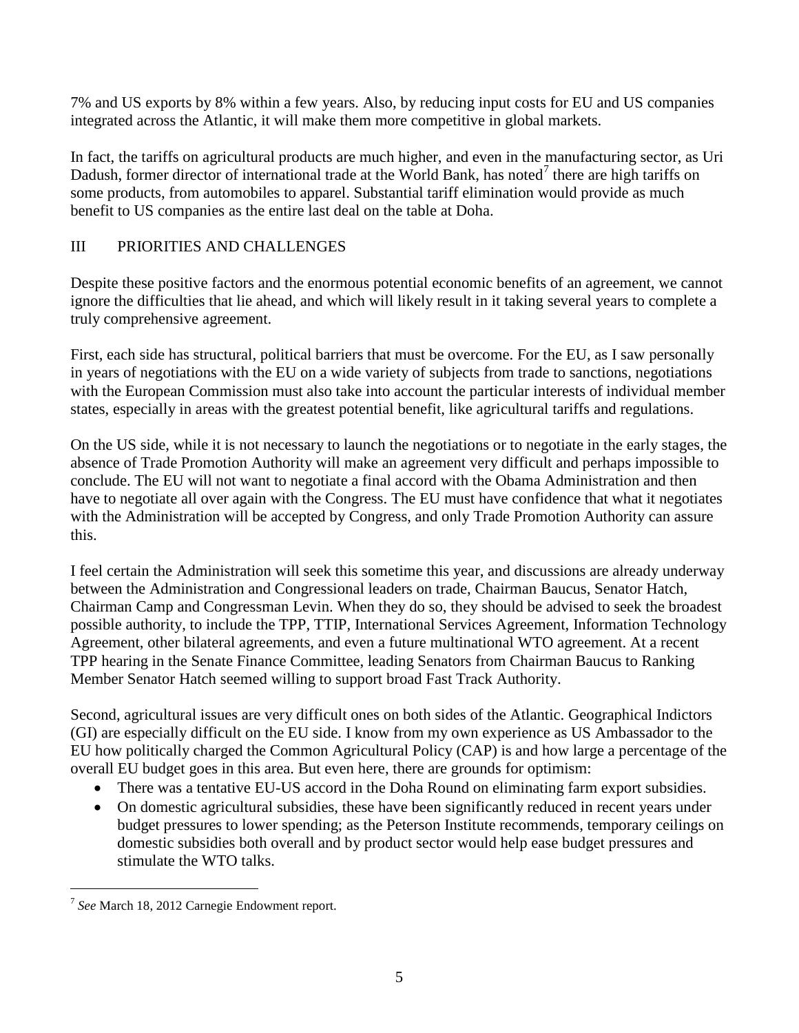7% and US exports by 8% within a few years. Also, by reducing input costs for EU and US companies integrated across the Atlantic, it will make them more competitive in global markets.

In fact, the tariffs on agricultural products are much higher, and even in the manufacturing sector, as Uri Dadush, former director of international trade at the World Bank, has noted[7] there are high tariffs on some products, from automobiles to apparel. Substantial tariff elimination would provide as much benefit to US companies as the entire last deal on the table at Doha.

## III PRIORITIES AND CHALLENGES

Despite these positive factors and the enormous potential economic benefits of an agreement, we cannot ignore the difficulties that lie ahead, and which will likely result in it taking several years to complete a truly comprehensive agreement.

First, each side has structural, political barriers that must be overcome. For the EU, as I saw personally in years of negotiations with the EU on a wide variety of subjects from trade to sanctions, negotiations with the European Commission must also take into account the particular interests of individual member states, especially in areas with the greatest potential benefit, like agricultural tariffs and regulations.

On the US side, while it is not necessary to launch the negotiations or to negotiate in the early stages, the absence of Trade Promotion Authority will make an agreement very difficult and perhaps impossible to conclude. The EU will not want to negotiate a final accord with the Obama Administration and then have to negotiate all over again with the Congress. The EU must have confidence that what it negotiates with the Administration will be accepted by Congress, and only Trade Promotion Authority can assure this.

I feel certain the Administration will seek this sometime this year, and discussions are already underway between the Administration and Congressional leaders on trade, Chairman Baucus, Senator Hatch, Chairman Camp and Congressman Levin. When they do so, they should be advised to seek the broadest possible authority, to include the TPP, TTIP, International Services Agreement, Information Technology Agreement, other bilateral agreements, and even a future multinational WTO agreement. At a recent TPP hearing in the Senate Finance Committee, leading Senators from Chairman Baucus to Ranking Member Senator Hatch seemed willing to support broad Fast Track Authority.

Second, agricultural issues are very difficult ones on both sides of the Atlantic. Geographical Indictors (GI) are especially difficult on the EU side. I know from my own experience as US Ambassador to the EU how politically charged the Common Agricultural Policy (CAP) is and how large a percentage of the overall EU budget goes in this area. But even here, there are grounds for optimism:

- There was a tentative EU-US accord in the Doha Round on eliminating farm export subsidies.
- On domestic agricultural subsidies, these have been significantly reduced in recent years under budget pressures to lower spending; as the Peterson Institute recommends, temporary ceilings on domestic subsidies both overall and by product sector would help ease budget pressures and stimulate the WTO talks.

---

[7] *See* March 18, 2012 Carnegie Endowment report.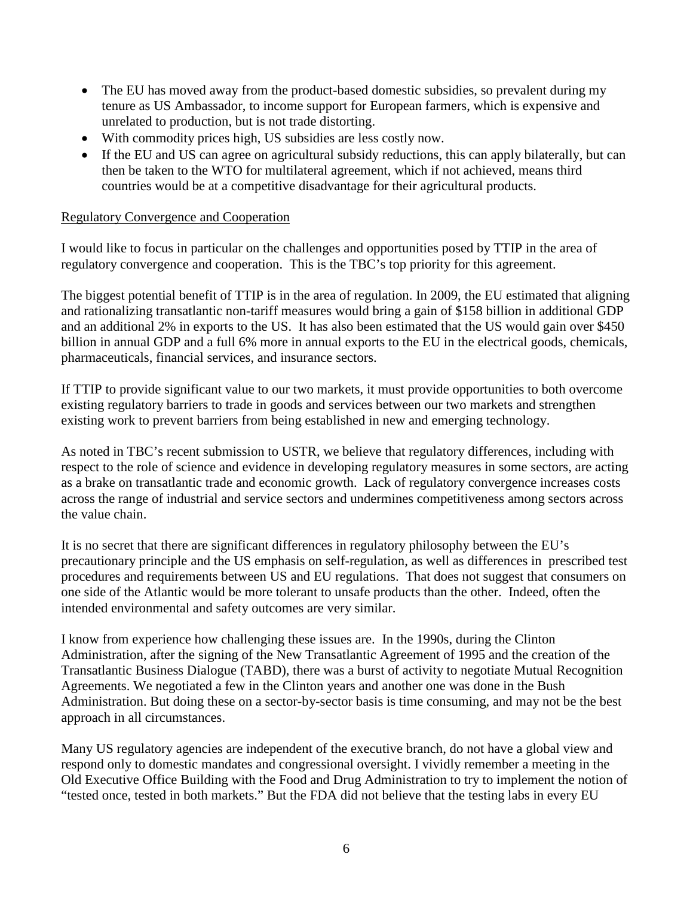- The EU has moved away from the product-based domestic subsidies, so prevalent during my tenure as US Ambassador, to income support for European farmers, which is expensive and unrelated to production, but is not trade distorting.
- With commodity prices high, US subsidies are less costly now.
- If the EU and US can agree on agricultural subsidy reductions, this can apply bilaterally, but can then be taken to the WTO for multilateral agreement, which if not achieved, means third countries would be at a competitive disadvantage for their agricultural products.

Regulatory Convergence and Cooperation

I would like to focus in particular on the challenges and opportunities posed by TTIP in the area of regulatory convergence and cooperation. This is the TBC's top priority for this agreement.

The biggest potential benefit of TTIP is in the area of regulation. In 2009, the EU estimated that aligning and rationalizing transatlantic non-tariff measures would bring a gain of $158 billion in additional GDP and an additional 2% in exports to the US. It has also been estimated that the US would gain over $450 billion in annual GDP and a full 6% more in annual exports to the EU in the electrical goods, chemicals, pharmaceuticals, financial services, and insurance sectors.

If TTIP to provide significant value to our two markets, it must provide opportunities to both overcome existing regulatory barriers to trade in goods and services between our two markets and strengthen existing work to prevent barriers from being established in new and emerging technology.

As noted in TBC's recent submission to USTR, we believe that regulatory differences, including with respect to the role of science and evidence in developing regulatory measures in some sectors, are acting as a brake on transatlantic trade and economic growth. Lack of regulatory convergence increases costs across the range of industrial and service sectors and undermines competitiveness among sectors across the value chain.

It is no secret that there are significant differences in regulatory philosophy between the EU's precautionary principle and the US emphasis on self-regulation, as well as differences in prescribed test procedures and requirements between US and EU regulations. That does not suggest that consumers on one side of the Atlantic would be more tolerant to unsafe products than the other. Indeed, often the intended environmental and safety outcomes are very similar.

I know from experience how challenging these issues are. In the 1990s, during the Clinton Administration, after the signing of the New Transatlantic Agreement of 1995 and the creation of the Transatlantic Business Dialogue (TABD), there was a burst of activity to negotiate Mutual Recognition Agreements. We negotiated a few in the Clinton years and another one was done in the Bush Administration. But doing these on a sector-by-sector basis is time consuming, and may not be the best approach in all circumstances.

Many US regulatory agencies are independent of the executive branch, do not have a global view and respond only to domestic mandates and congressional oversight. I vividly remember a meeting in the Old Executive Office Building with the Food and Drug Administration to try to implement the notion of "tested once, tested in both markets." But the FDA did not believe that the testing labs in every EU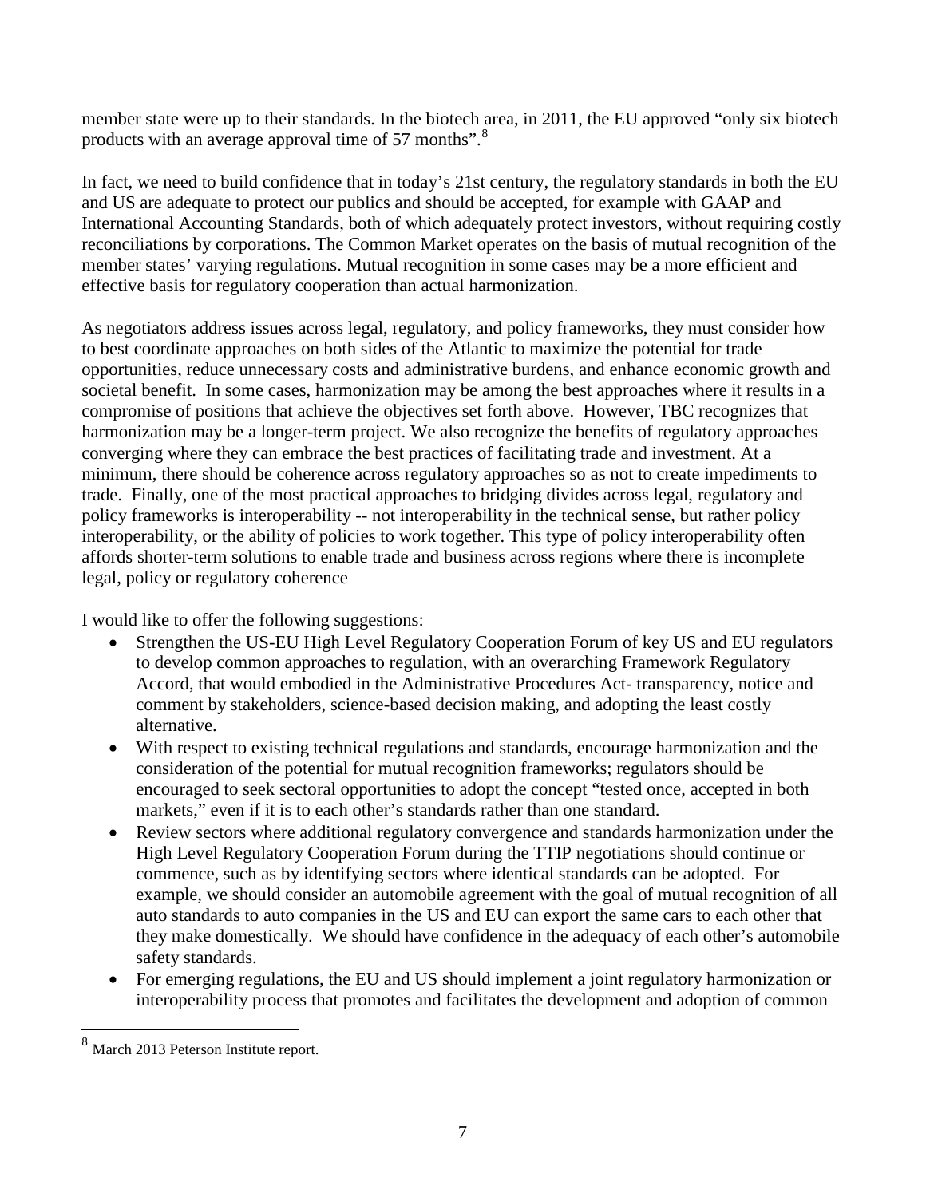member state were up to their standards. In the biotech area, in 2011, the EU approved "only six biotech products with an average approval time of 57 months".[8]

In fact, we need to build confidence that in today's 21st century, the regulatory standards in both the EU and US are adequate to protect our publics and should be accepted, for example with GAAP and International Accounting Standards, both of which adequately protect investors, without requiring costly reconciliations by corporations. The Common Market operates on the basis of mutual recognition of the member states' varying regulations. Mutual recognition in some cases may be a more efficient and effective basis for regulatory cooperation than actual harmonization.

As negotiators address issues across legal, regulatory, and policy frameworks, they must consider how to best coordinate approaches on both sides of the Atlantic to maximize the potential for trade opportunities, reduce unnecessary costs and administrative burdens, and enhance economic growth and societal benefit. In some cases, harmonization may be among the best approaches where it results in a compromise of positions that achieve the objectives set forth above. However, TBC recognizes that harmonization may be a longer-term project. We also recognize the benefits of regulatory approaches converging where they can embrace the best practices of facilitating trade and investment. At a minimum, there should be coherence across regulatory approaches so as not to create impediments to trade. Finally, one of the most practical approaches to bridging divides across legal, regulatory and policy frameworks is interoperability -- not interoperability in the technical sense, but rather policy interoperability, or the ability of policies to work together. This type of policy interoperability often affords shorter-term solutions to enable trade and business across regions where there is incomplete legal, policy or regulatory coherence

I would like to offer the following suggestions:

- Strengthen the US-EU High Level Regulatory Cooperation Forum of key US and EU regulators to develop common approaches to regulation, with an overarching Framework Regulatory Accord, that would embodied in the Administrative Procedures Act- transparency, notice and comment by stakeholders, science-based decision making, and adopting the least costly alternative.
- With respect to existing technical regulations and standards, encourage harmonization and the consideration of the potential for mutual recognition frameworks; regulators should be encouraged to seek sectoral opportunities to adopt the concept "tested once, accepted in both markets," even if it is to each other's standards rather than one standard.
- Review sectors where additional regulatory convergence and standards harmonization under the High Level Regulatory Cooperation Forum during the TTIP negotiations should continue or commence, such as by identifying sectors where identical standards can be adopted. For example, we should consider an automobile agreement with the goal of mutual recognition of all auto standards to auto companies in the US and EU can export the same cars to each other that they make domestically. We should have confidence in the adequacy of each other's automobile safety standards.
- For emerging regulations, the EU and US should implement a joint regulatory harmonization or interoperability process that promotes and facilitates the development and adoption of common

[8] March 2013 Peterson Institute report.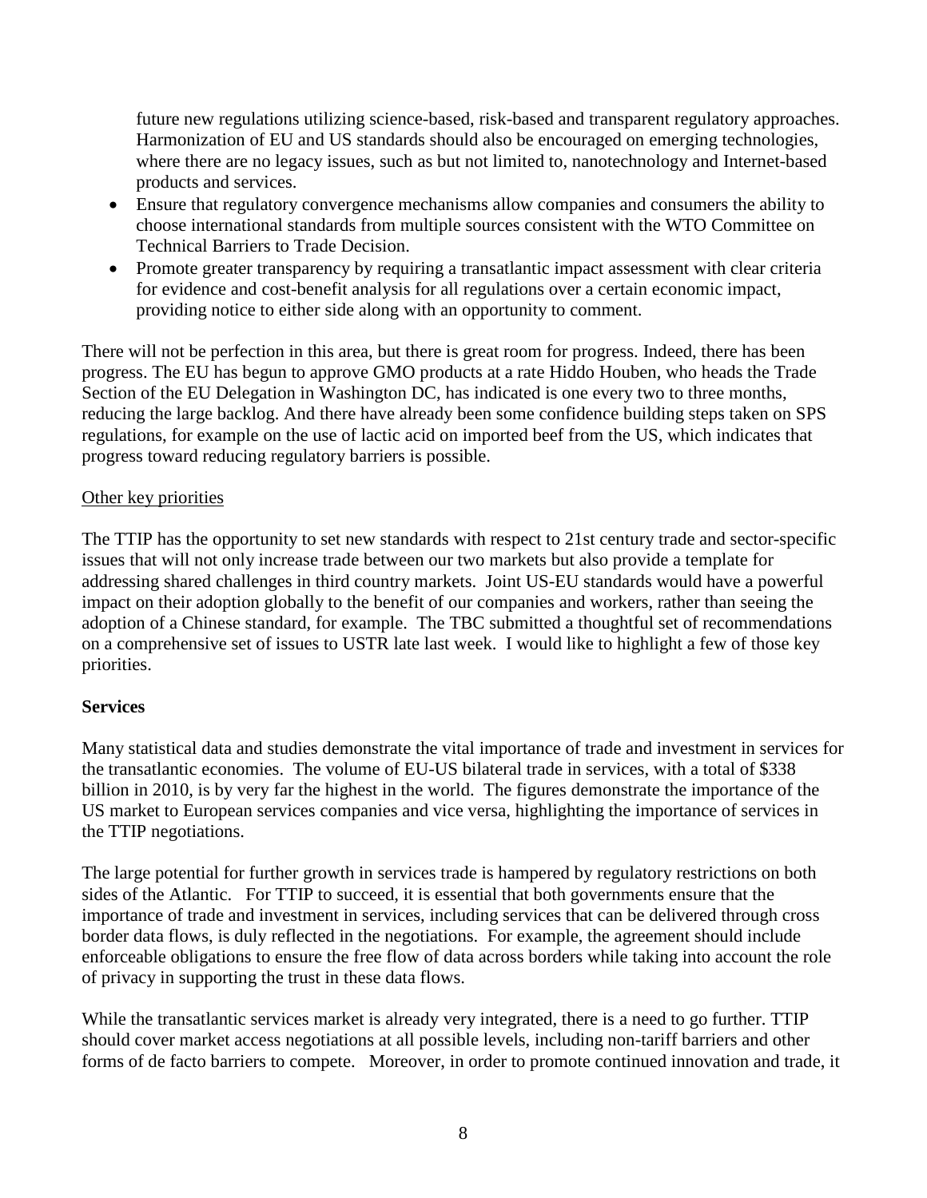future new regulations utilizing science-based, risk-based and transparent regulatory approaches. Harmonization of EU and US standards should also be encouraged on emerging technologies, where there are no legacy issues, such as but not limited to, nanotechnology and Internet-based products and services.

- Ensure that regulatory convergence mechanisms allow companies and consumers the ability to choose international standards from multiple sources consistent with the WTO Committee on Technical Barriers to Trade Decision.
- Promote greater transparency by requiring a transatlantic impact assessment with clear criteria for evidence and cost-benefit analysis for all regulations over a certain economic impact, providing notice to either side along with an opportunity to comment.

There will not be perfection in this area, but there is great room for progress. Indeed, there has been progress. The EU has begun to approve GMO products at a rate Hiddo Houben, who heads the Trade Section of the EU Delegation in Washington DC, has indicated is one every two to three months, reducing the large backlog. And there have already been some confidence building steps taken on SPS regulations, for example on the use of lactic acid on imported beef from the US, which indicates that progress toward reducing regulatory barriers is possible.

Other key priorities

The TTIP has the opportunity to set new standards with respect to 21st century trade and sector-specific issues that will not only increase trade between our two markets but also provide a template for addressing shared challenges in third country markets. Joint US-EU standards would have a powerful impact on their adoption globally to the benefit of our companies and workers, rather than seeing the adoption of a Chinese standard, for example. The TBC submitted a thoughtful set of recommendations on a comprehensive set of issues to USTR late last week. I would like to highlight a few of those key priorities.

**Services**

Many statistical data and studies demonstrate the vital importance of trade and investment in services for the transatlantic economies. The volume of EU-US bilateral trade in services, with a total of $338 billion in 2010, is by very far the highest in the world. The figures demonstrate the importance of the US market to European services companies and vice versa, highlighting the importance of services in the TTIP negotiations.

The large potential for further growth in services trade is hampered by regulatory restrictions on both sides of the Atlantic. For TTIP to succeed, it is essential that both governments ensure that the importance of trade and investment in services, including services that can be delivered through cross border data flows, is duly reflected in the negotiations. For example, the agreement should include enforceable obligations to ensure the free flow of data across borders while taking into account the role of privacy in supporting the trust in these data flows.

While the transatlantic services market is already very integrated, there is a need to go further. TTIP should cover market access negotiations at all possible levels, including non-tariff barriers and other forms of de facto barriers to compete. Moreover, in order to promote continued innovation and trade, it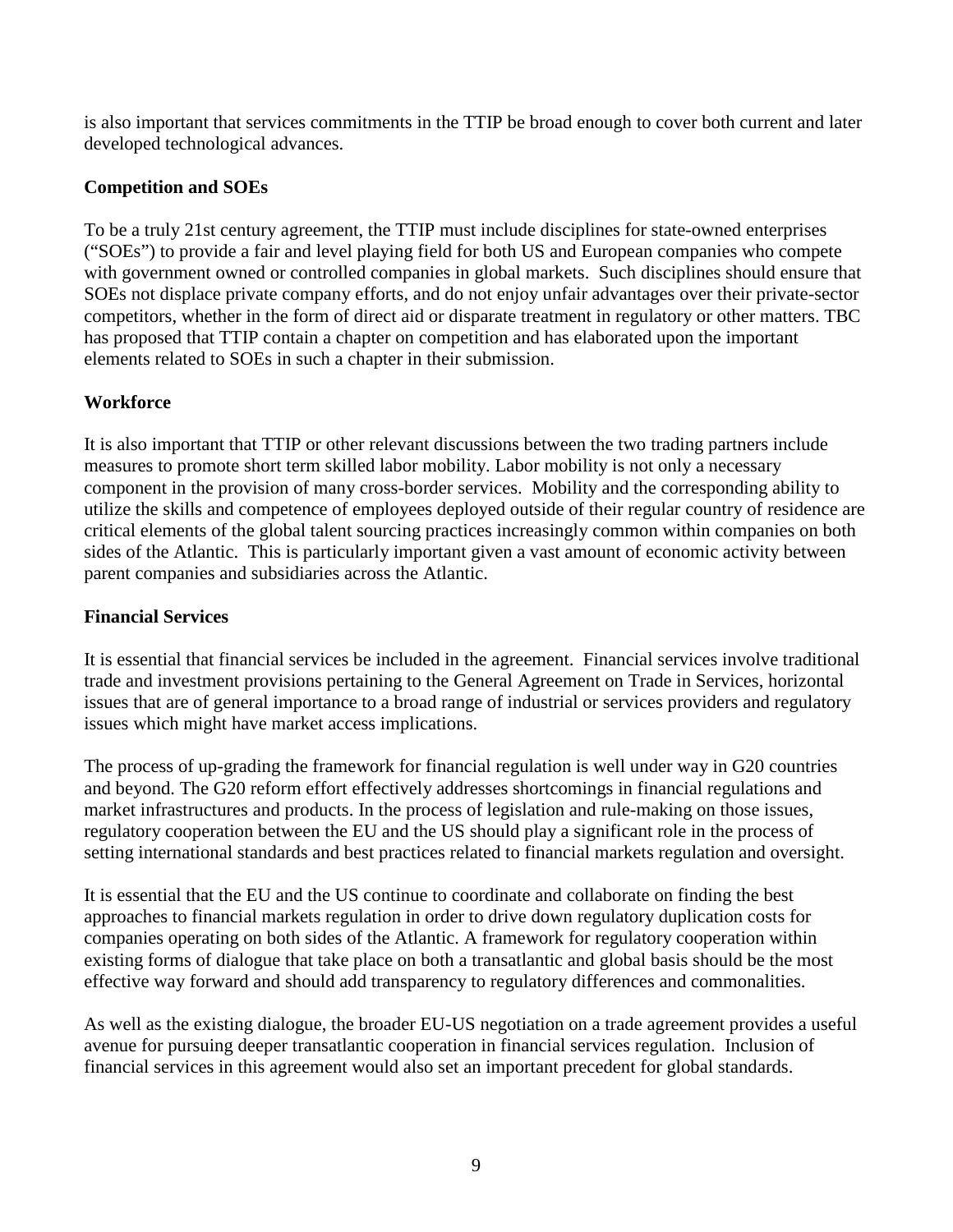is also important that services commitments in the TTIP be broad enough to cover both current and later developed technological advances.

**Competition and SOEs**

To be a truly 21st century agreement, the TTIP must include disciplines for state-owned enterprises ("SOEs") to provide a fair and level playing field for both US and European companies who compete with government owned or controlled companies in global markets. Such disciplines should ensure that SOEs not displace private company efforts, and do not enjoy unfair advantages over their private-sector competitors, whether in the form of direct aid or disparate treatment in regulatory or other matters. TBC has proposed that TTIP contain a chapter on competition and has elaborated upon the important elements related to SOEs in such a chapter in their submission.

**Workforce**

It is also important that TTIP or other relevant discussions between the two trading partners include measures to promote short term skilled labor mobility. Labor mobility is not only a necessary component in the provision of many cross-border services. Mobility and the corresponding ability to utilize the skills and competence of employees deployed outside of their regular country of residence are critical elements of the global talent sourcing practices increasingly common within companies on both sides of the Atlantic. This is particularly important given a vast amount of economic activity between parent companies and subsidiaries across the Atlantic.

**Financial Services**

It is essential that financial services be included in the agreement. Financial services involve traditional trade and investment provisions pertaining to the General Agreement on Trade in Services, horizontal issues that are of general importance to a broad range of industrial or services providers and regulatory issues which might have market access implications.

The process of up-grading the framework for financial regulation is well under way in G20 countries and beyond. The G20 reform effort effectively addresses shortcomings in financial regulations and market infrastructures and products. In the process of legislation and rule-making on those issues, regulatory cooperation between the EU and the US should play a significant role in the process of setting international standards and best practices related to financial markets regulation and oversight.

It is essential that the EU and the US continue to coordinate and collaborate on finding the best approaches to financial markets regulation in order to drive down regulatory duplication costs for companies operating on both sides of the Atlantic. A framework for regulatory cooperation within existing forms of dialogue that take place on both a transatlantic and global basis should be the most effective way forward and should add transparency to regulatory differences and commonalities.

As well as the existing dialogue, the broader EU-US negotiation on a trade agreement provides a useful avenue for pursuing deeper transatlantic cooperation in financial services regulation. Inclusion of financial services in this agreement would also set an important precedent for global standards.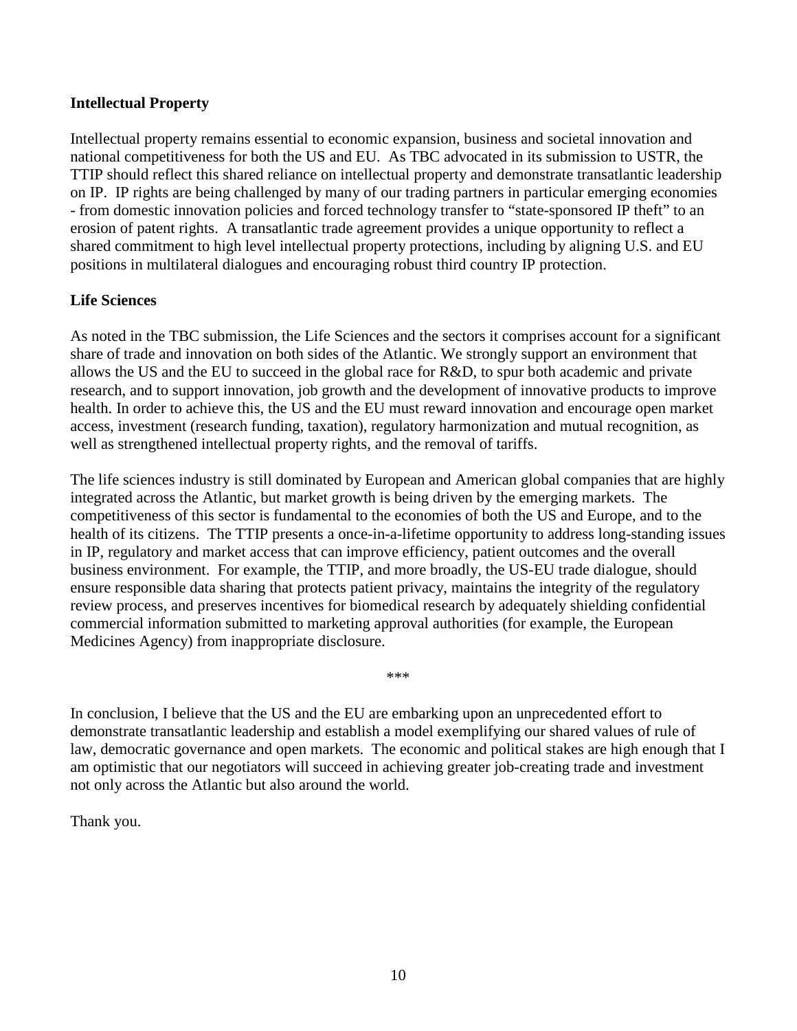**Intellectual Property**

Intellectual property remains essential to economic expansion, business and societal innovation and national competitiveness for both the US and EU. As TBC advocated in its submission to USTR, the TTIP should reflect this shared reliance on intellectual property and demonstrate transatlantic leadership on IP. IP rights are being challenged by many of our trading partners in particular emerging economies - from domestic innovation policies and forced technology transfer to "state-sponsored IP theft" to an erosion of patent rights. A transatlantic trade agreement provides a unique opportunity to reflect a shared commitment to high level intellectual property protections, including by aligning U.S. and EU positions in multilateral dialogues and encouraging robust third country IP protection.

**Life Sciences**

As noted in the TBC submission, the Life Sciences and the sectors it comprises account for a significant share of trade and innovation on both sides of the Atlantic. We strongly support an environment that allows the US and the EU to succeed in the global race for R&D, to spur both academic and private research, and to support innovation, job growth and the development of innovative products to improve health. In order to achieve this, the US and the EU must reward innovation and encourage open market access, investment (research funding, taxation), regulatory harmonization and mutual recognition, as well as strengthened intellectual property rights, and the removal of tariffs.

The life sciences industry is still dominated by European and American global companies that are highly integrated across the Atlantic, but market growth is being driven by the emerging markets. The competitiveness of this sector is fundamental to the economies of both the US and Europe, and to the health of its citizens. The TTIP presents a once-in-a-lifetime opportunity to address long-standing issues in IP, regulatory and market access that can improve efficiency, patient outcomes and the overall business environment. For example, the TTIP, and more broadly, the US-EU trade dialogue, should ensure responsible data sharing that protects patient privacy, maintains the integrity of the regulatory review process, and preserves incentives for biomedical research by adequately shielding confidential commercial information submitted to marketing approval authorities (for example, the European Medicines Agency) from inappropriate disclosure.

***

In conclusion, I believe that the US and the EU are embarking upon an unprecedented effort to demonstrate transatlantic leadership and establish a model exemplifying our shared values of rule of law, democratic governance and open markets. The economic and political stakes are high enough that I am optimistic that our negotiators will succeed in achieving greater job-creating trade and investment not only across the Atlantic but also around the world.

Thank you.